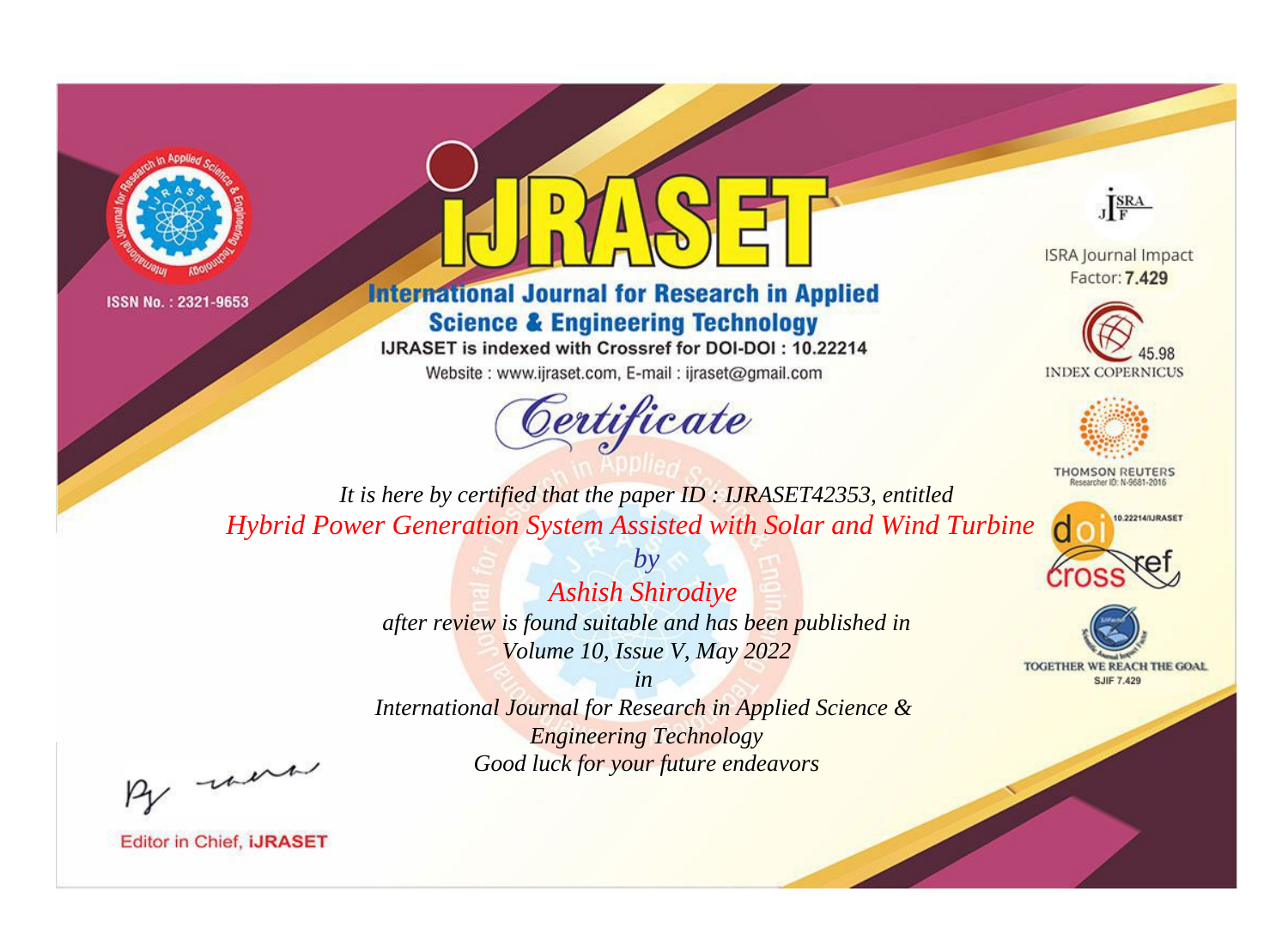ISSN No. : 2321-9653

# iJRASET

## International Journal for Research in Applied Science & Engineering Technology

IJRASET is indexed with Crossref for DOI-DOI : 10.22214

Website : www.ijraset.com, E-mail : ijraset@gmail.com

ISRA Journal Impact Factor: **7.429**

45.98 INDEX COPERNICUS

THOMSON REUTERS Researcher ID: N-9681-2016

10.22214/IJRASET

TOGETHER WE REACH THE GOAL SJIF 7.429

*Certificate*

*It is here by certified that the paper ID : IJRASET42353, entitled*

*Hybrid Power Generation System Assisted with Solar and Wind Turbine*

*by*

*Ashish Shirodiye*

*after review is found suitable and has been published in*

*Volume 10, Issue V, May 2022*

*in*

*International Journal for Research in Applied Science & Engineering Technology*

*Good luck for your future endeavors*

Editor in Chief, **IJRASET**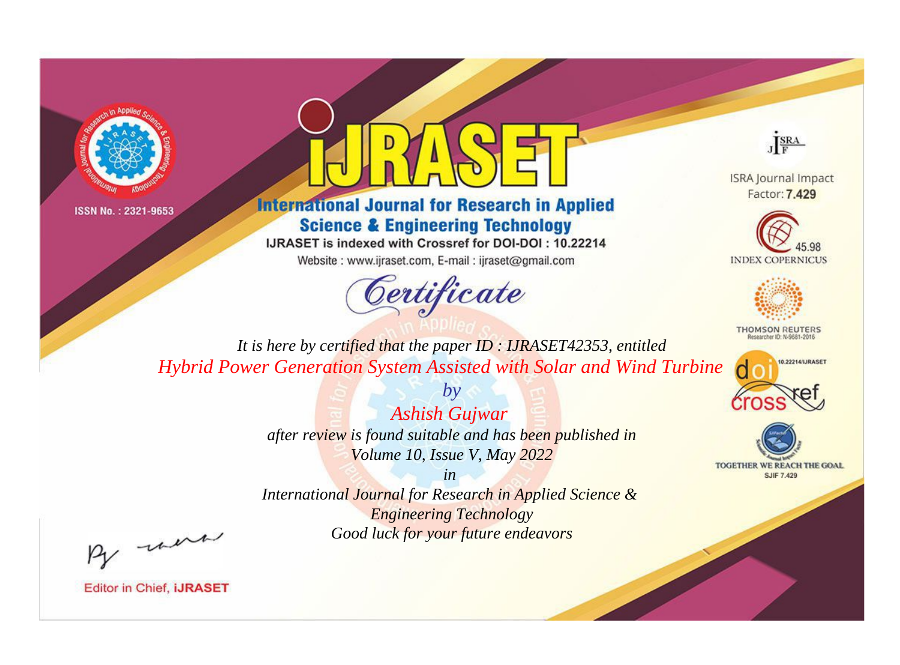ISSN No. : 2321-9653

# iJRASET

## International Journal for Research in Applied Science & Engineering Technology

IJRASET is indexed with Crossref for DOI-DOI : 10.22214

Website : www.ijraset.com, E-mail : ijraset@gmail.com

ISRA Journal Impact Factor: **7.429**

45.98 INDEX COPERNICUS

THOMSON REUTERS Researcher ID: N-9681-2016

10.22214/IJRASET

TOGETHER WE REACH THE GOAL SJIF 7.429

# Certificate

*It is here by certified that the paper ID : IJRASET42353, entitled*

*Hybrid Power Generation System Assisted with Solar and Wind Turbine*

*by*

*Ashish Gujwar*

*after review is found suitable and has been published in*

*Volume 10, Issue V, May 2022*

*in*

*International Journal for Research in Applied Science & Engineering Technology*

*Good luck for your future endeavors*

Editor in Chief, **iJRASET**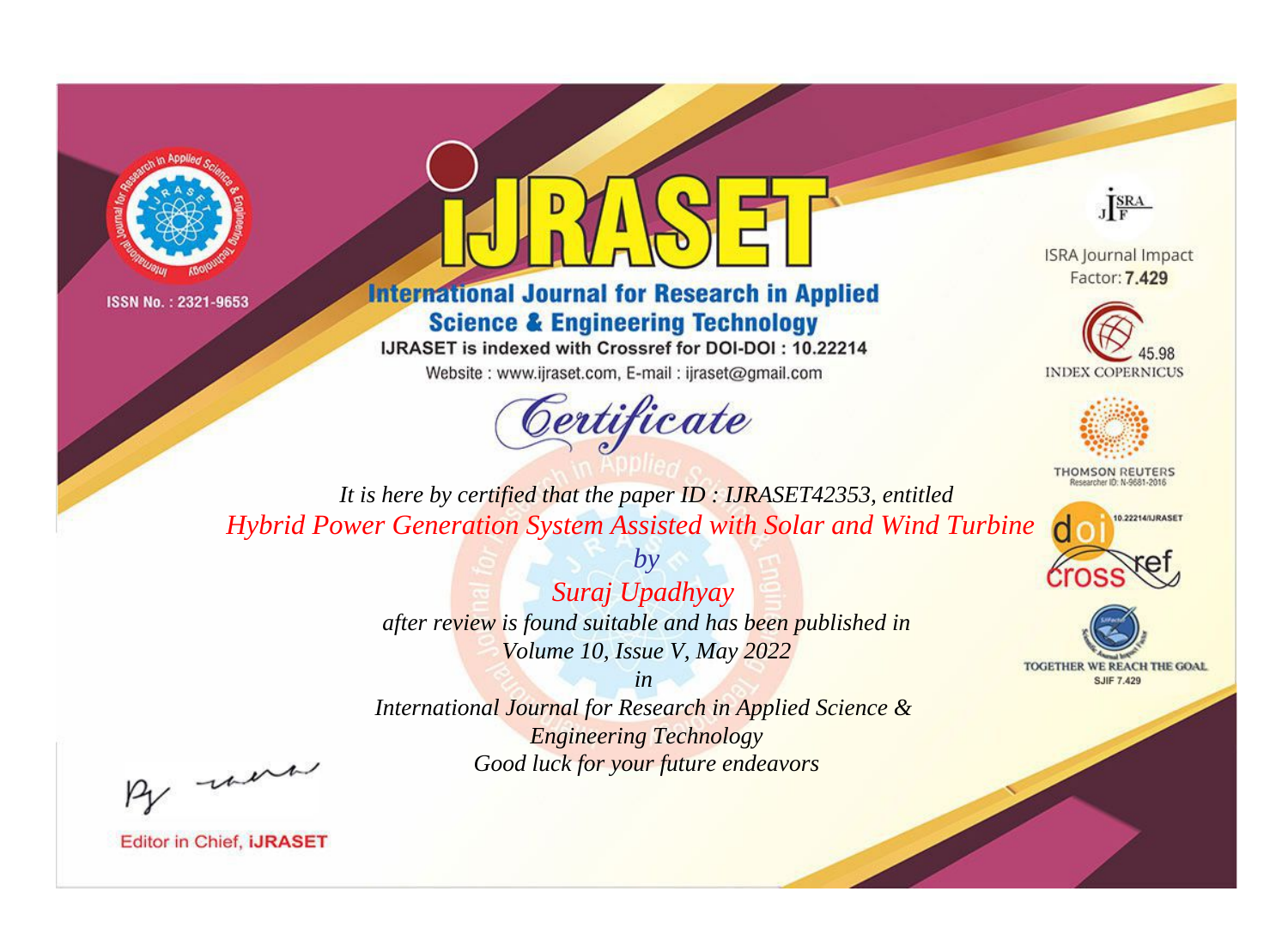ISSN No. : 2321-9653

# iJRASET

## International Journal for Research in Applied Science & Engineering Technology

IJRASET is indexed with Crossref for DOI-DOI : 10.22214

Website : www.ijraset.com, E-mail : ijraset@gmail.com

ISRA Journal Impact Factor: **7.429**

45.98 INDEX COPERNICUS

THOMSON REUTERS Researcher ID: N-9681-2016

10.22214/IJRASET

TOGETHER WE REACH THE GOAL SJIF 7.429

*Certificate*

*It is here by certified that the paper ID : IJRASET42353, entitled*

*Hybrid Power Generation System Assisted with Solar and Wind Turbine*

*by*

*Suraj Upadhyay*

*after review is found suitable and has been published in*

*Volume 10, Issue V, May 2022*

*in*

*International Journal for Research in Applied Science & Engineering Technology*

*Good luck for your future endeavors*

Editor in Chief, **iJRASET**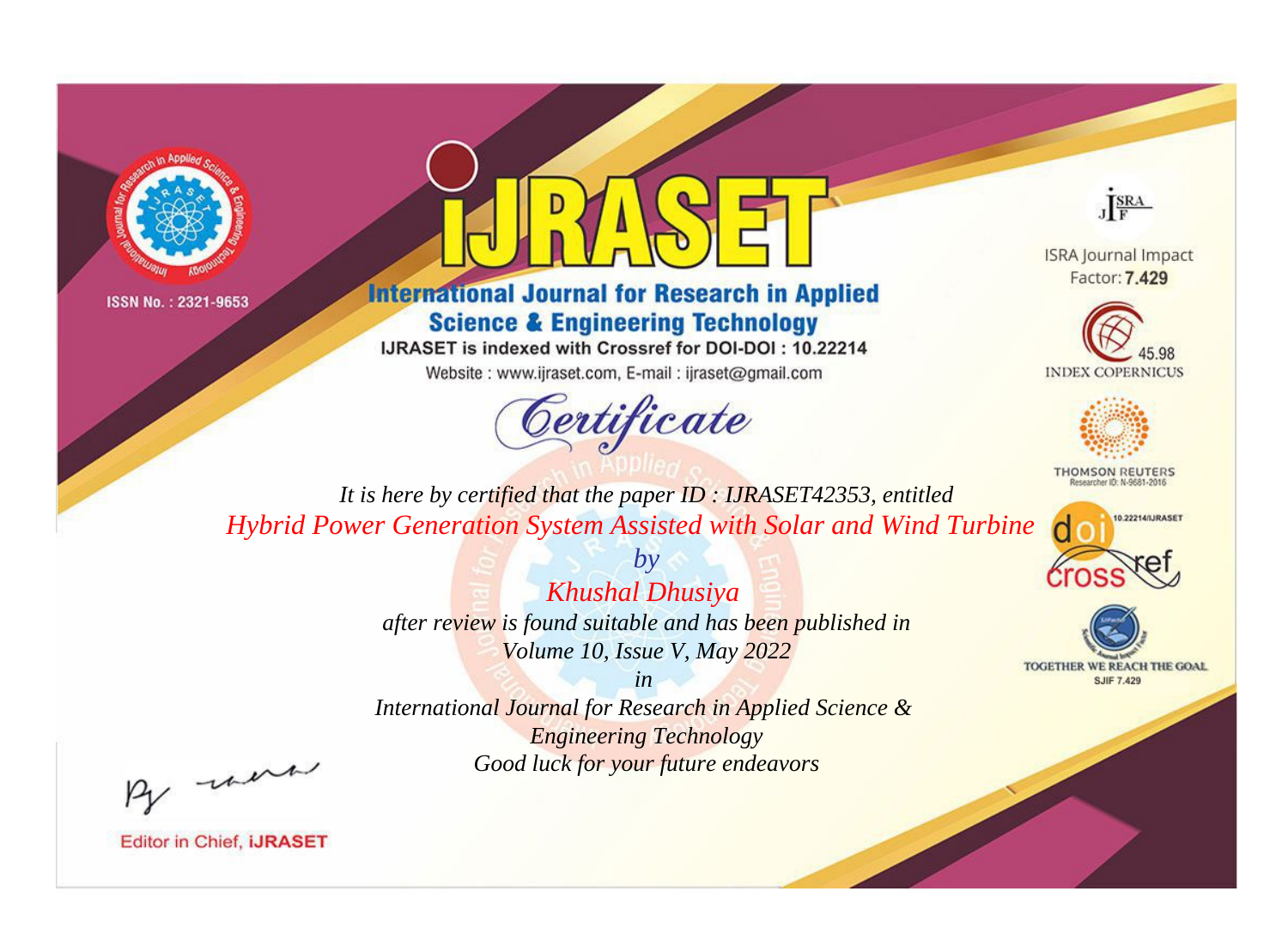ISSN No. : 2321-9653

# iJRASET

## International Journal for Research in Applied Science & Engineering Technology

IJRASET is indexed with Crossref for DOI-DOI : 10.22214

Website : www.ijraset.com, E-mail : ijraset@gmail.com

# Certificate

*It is here by certified that the paper ID : IJRASET42353, entitled*

*Hybrid Power Generation System Assisted with Solar and Wind Turbine*

*by*

*Khushal Dhusiya*

*after review is found suitable and has been published in*

*Volume 10, Issue V, May 2022*

*in*

*International Journal for Research in Applied Science & Engineering Technology*

*Good luck for your future endeavors*

ISRA Journal Impact Factor: **7.429**

45.98 INDEX COPERNICUS

THOMSON REUTERS Researcher ID: N-9681-2016

10.22214/IJRASET

TOGETHER WE REACH THE GOAL SJIF 7.429

Editor in Chief, **iJRASET**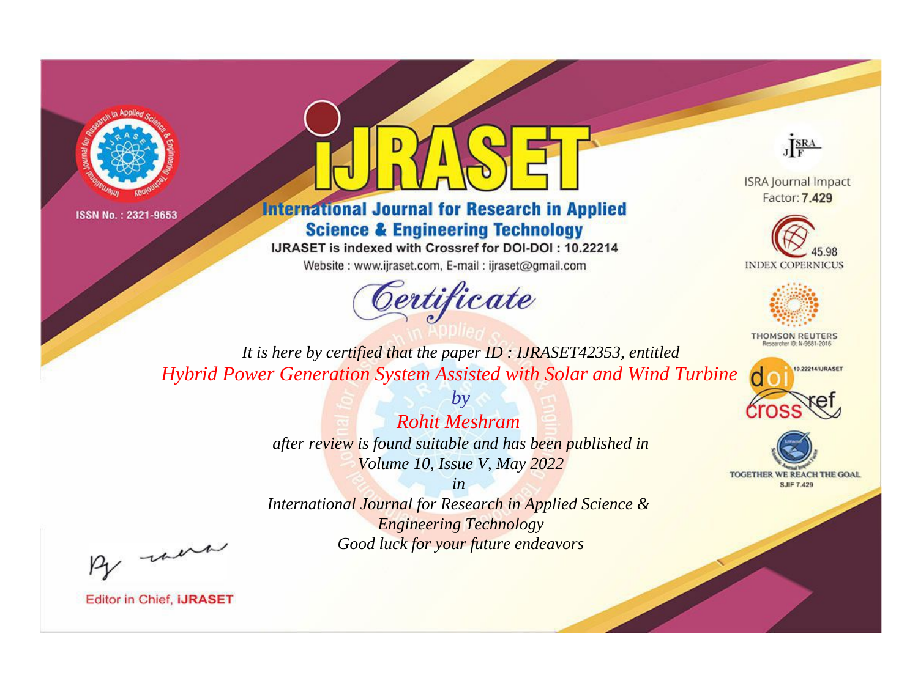ISSN No. : 2321-9653

# iJRASET

## International Journal for Research in Applied Science & Engineering Technology

IJRASET is indexed with Crossref for DOI-DOI : 10.22214

Website : www.ijraset.com, E-mail : ijraset@gmail.com

ISRA Journal Impact Factor: **7.429**

45.98 INDEX COPERNICUS

THOMSON REUTERS Researcher ID: N-9681-2016

10.22214/IJRASET

TOGETHER WE REACH THE GOAL SJIF 7.429

# *Certificate*

*It is here by certified that the paper ID : IJRASET42353, entitled*

*Hybrid Power Generation System Assisted with Solar and Wind Turbine*

*by*

*Rohit Meshram*

*after review is found suitable and has been published in*

*Volume 10, Issue V, May 2022*

*in*

*International Journal for Research in Applied Science & Engineering Technology*

*Good luck for your future endeavors*

Editor in Chief, **iJRASET**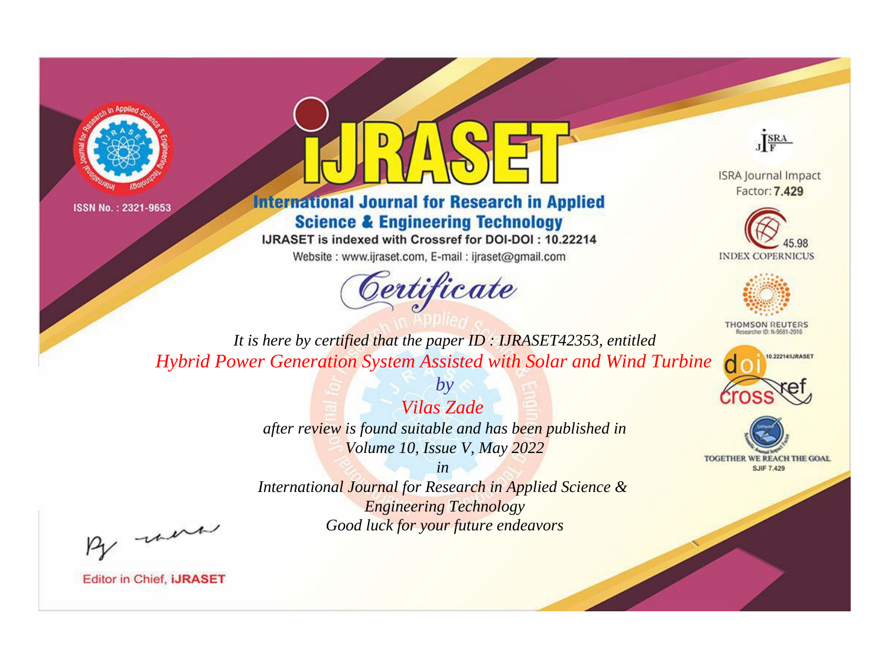ISSN No. : 2321-9653

# IJRASET

## International Journal for Research in Applied Science & Engineering Technology

IJRASET is indexed with Crossref for DOI-DOI : 10.22214

Website : www.ijraset.com, E-mail : ijraset@gmail.com

ISRA Journal Impact Factor: **7.429**

45.98 INDEX COPERNICUS

THOMSON REUTERS Researcher ID: N-9681-2016

10.22214/IJRASET

TOGETHER WE REACH THE GOAL SJIF 7.429

# Certificate

*It is here by certified that the paper ID : IJRASET42353, entitled*

*Hybrid Power Generation System Assisted with Solar and Wind Turbine*

*by*

*Vilas Zade*

*after review is found suitable and has been published in*

*Volume 10, Issue V, May 2022*

*in*

*International Journal for Research in Applied Science & Engineering Technology*

*Good luck for your future endeavors*

Editor in Chief, **iJRASET**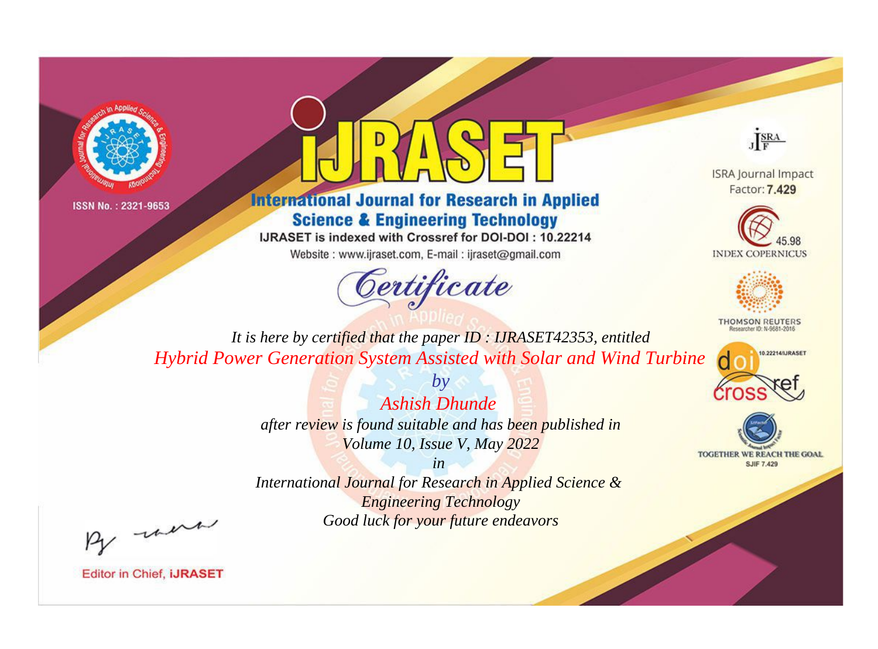ISSN No. : 2321-9653

# IJRASET

## International Journal for Research in Applied Science & Engineering Technology

IJRASET is indexed with Crossref for DOI-DOI : 10.22214

Website : www.ijraset.com, E-mail : ijraset@gmail.com

ISRA Journal Impact Factor: **7.429**

45.98 INDEX COPERNICUS

THOMSON REUTERS Researcher ID: N-9681-2016

10.22214/IJRASET

TOGETHER WE REACH THE GOAL SJIF 7.429

*Certificate*

*It is here by certified that the paper ID : IJRASET42353, entitled*

*Hybrid Power Generation System Assisted with Solar and Wind Turbine*

*by*

*Ashish Dhunde*

*after review is found suitable and has been published in*

*Volume 10, Issue V, May 2022*

*in*

*International Journal for Research in Applied Science & Engineering Technology*

*Good luck for your future endeavors*

Editor in Chief, **iJRASET**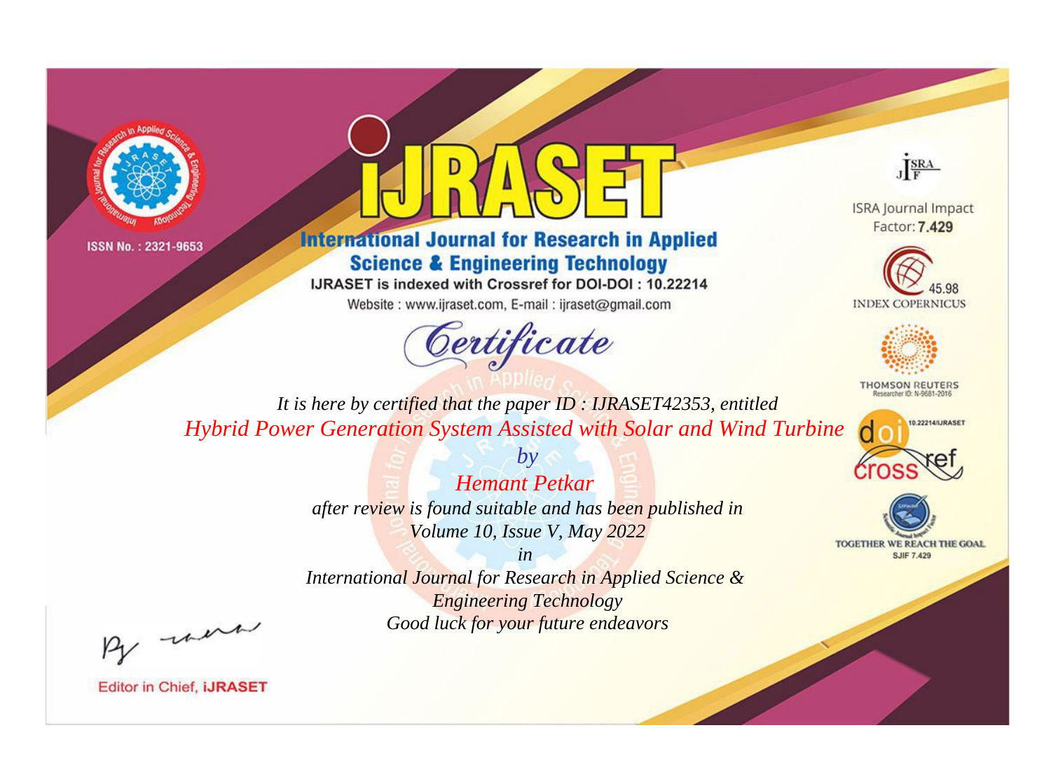ISSN No. : 2321-9653

# IJRASET

## International Journal for Research in Applied Science & Engineering Technology

IJRASET is indexed with Crossref for DOI-DOI : 10.22214

Website : www.ijraset.com, E-mail : ijraset@gmail.com

*Certificate*

*It is here by certified that the paper ID : IJRASET42353, entitled*

*Hybrid Power Generation System Assisted with Solar and Wind Turbine*

*by*

*Hemant Petkar*

*after review is found suitable and has been published in*

*Volume 10, Issue V, May 2022*

*in*

*International Journal for Research in Applied Science & Engineering Technology*

*Good luck for your future endeavors*

ISRA Journal Impact Factor: **7.429**

45.98 INDEX COPERNICUS

THOMSON REUTERS Researcher ID: N-9681-2016

10.22214/IJRASET

TOGETHER WE REACH THE GOAL SJIF 7.429

Editor in Chief, **IJRASET**